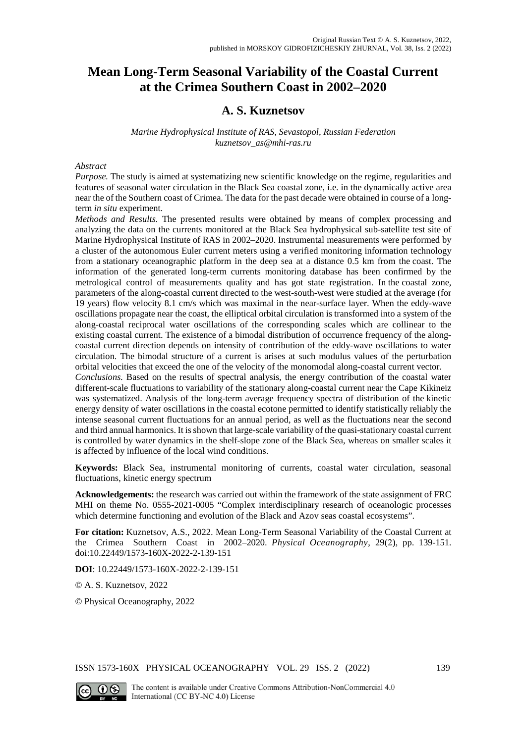Original Russian Text © A. S. Kuznetsov, 2022, published in MORSKOY GIDROFIZICHESKIY ZHURNAL, Vol. 38, Iss. 2 (2022)

# Mean Long-Term Seasonal Variability of the Coastal Current at the Crimea Southern Coast in 2002–2020

## A. S. Kuznetsov

*Marine Hydrophysical Institute of RAS, Sevastopol, Russian Federation*
*kuznetsov_as@mhi-ras.ru*

*Abstract*

*Purpose.* The study is aimed at systematizing new scientific knowledge on the regime, regularities and features of seasonal water circulation in the Black Sea coastal zone, i.e. in the dynamically active area near the of the Southern coast of Crimea. The data for the past decade were obtained in course of a long-term *in situ* experiment.

*Methods and Results.* The presented results were obtained by means of complex processing and analyzing the data on the currents monitored at the Black Sea hydrophysical sub-satellite test site of Marine Hydrophysical Institute of RAS in 2002–2020. Instrumental measurements were performed by a cluster of the autonomous Euler current meters using a verified monitoring information technology from a stationary oceanographic platform in the deep sea at a distance 0.5 km from the coast. The information of the generated long-term currents monitoring database has been confirmed by the metrological control of measurements quality and has got state registration. In the coastal zone, parameters of the along-coastal current directed to the west-south-west were studied at the average (for 19 years) flow velocity 8.1 cm/s which was maximal in the near-surface layer. When the eddy-wave oscillations propagate near the coast, the elliptical orbital circulation is transformed into a system of the along-coastal reciprocal water oscillations of the corresponding scales which are collinear to the existing coastal current. The existence of a bimodal distribution of occurrence frequency of the along-coastal current direction depends on intensity of contribution of the eddy-wave oscillations to water circulation. The bimodal structure of a current is arises at such modulus values of the perturbation orbital velocities that exceed the one of the velocity of the monomodal along-coastal current vector.

*Conclusions.* Based on the results of spectral analysis, the energy contribution of the coastal water different-scale fluctuations to variability of the stationary along-coastal current near the Cape Kikineiz was systematized. Analysis of the long-term average frequency spectra of distribution of the kinetic energy density of water oscillations in the coastal ecotone permitted to identify statistically reliably the intense seasonal current fluctuations for an annual period, as well as the fluctuations near the second and third annual harmonics. It is shown that large-scale variability of the quasi-stationary coastal current is controlled by water dynamics in the shelf-slope zone of the Black Sea, whereas on smaller scales it is affected by influence of the local wind conditions.

**Keywords:** Black Sea, instrumental monitoring of currents, coastal water circulation, seasonal fluctuations, kinetic energy spectrum

**Acknowledgements:** the research was carried out within the framework of the state assignment of FRC MHI on theme No. 0555-2021-0005 "Complex interdisciplinary research of oceanologic processes which determine functioning and evolution of the Black and Azov seas coastal ecosystems".

**For citation:** Kuznetsov, A.S., 2022. Mean Long-Term Seasonal Variability of the Coastal Current at the Crimea Southern Coast in 2002–2020. *Physical Oceanography*, 29(2), pp. 139-151. doi:10.22449/1573-160X-2022-2-139-151

**DOI**: 10.22449/1573-160X-2022-2-139-151

© A. S. Kuznetsov, 2022

© Physical Oceanography, 2022

The content is available under Creative Commons Attribution-NonCommercial 4.0 International (CC BY-NC 4.0) License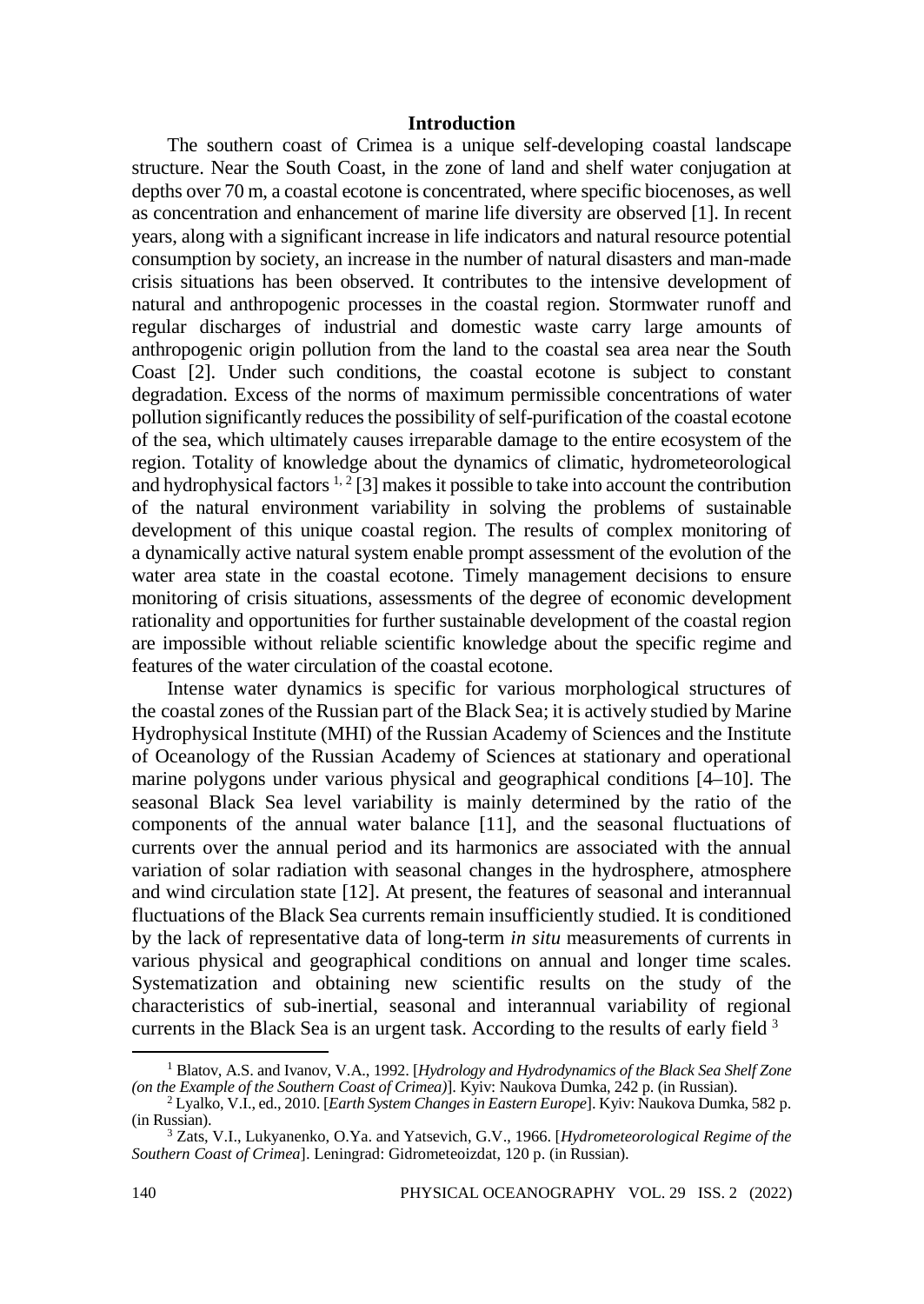## Introduction

The southern coast of Crimea is a unique self-developing coastal landscape structure. Near the South Coast, in the zone of land and shelf water conjugation at depths over 70 m, a coastal ecotone is concentrated, where specific biocenoses, as well as concentration and enhancement of marine life diversity are observed [1]. In recent years, along with a significant increase in life indicators and natural resource potential consumption by society, an increase in the number of natural disasters and man-made crisis situations has been observed. It contributes to the intensive development of natural and anthropogenic processes in the coastal region. Stormwater runoff and regular discharges of industrial and domestic waste carry large amounts of anthropogenic origin pollution from the land to the coastal sea area near the South Coast [2]. Under such conditions, the coastal ecotone is subject to constant degradation. Excess of the norms of maximum permissible concentrations of water pollution significantly reduces the possibility of self-purification of the coastal ecotone of the sea, which ultimately causes irreparable damage to the entire ecosystem of the region. Totality of knowledge about the dynamics of climatic, hydrometeorological and hydrophysical factors [1, 2] [3] makes it possible to take into account the contribution of the natural environment variability in solving the problems of sustainable development of this unique coastal region. The results of complex monitoring of a dynamically active natural system enable prompt assessment of the evolution of the water area state in the coastal ecotone. Timely management decisions to ensure monitoring of crisis situations, assessments of the degree of economic development rationality and opportunities for further sustainable development of the coastal region are impossible without reliable scientific knowledge about the specific regime and features of the water circulation of the coastal ecotone.

Intense water dynamics is specific for various morphological structures of the coastal zones of the Russian part of the Black Sea; it is actively studied by Marine Hydrophysical Institute (MHI) of the Russian Academy of Sciences and the Institute of Oceanology of the Russian Academy of Sciences at stationary and operational marine polygons under various physical and geographical conditions [4–10]. The seasonal Black Sea level variability is mainly determined by the ratio of the components of the annual water balance [11], and the seasonal fluctuations of currents over the annual period and its harmonics are associated with the annual variation of solar radiation with seasonal changes in the hydrosphere, atmosphere and wind circulation state [12]. At present, the features of seasonal and interannual fluctuations of the Black Sea currents remain insufficiently studied. It is conditioned by the lack of representative data of long-term *in situ* measurements of currents in various physical and geographical conditions on annual and longer time scales. Systematization and obtaining new scientific results on the study of the characteristics of sub-inertial, seasonal and interannual variability of regional currents in the Black Sea is an urgent task. According to the results of early field [3]

---

[1] Blatov, A.S. and Ivanov, V.A., 1992. [*Hydrology and Hydrodynamics of the Black Sea Shelf Zone (on the Example of the Southern Coast of Crimea)*]. Kyiv: Naukova Dumka, 242 p. (in Russian).

[2] Lyalko, V.I., ed., 2010. [*Earth System Changes in Eastern Europe*]. Kyiv: Naukova Dumka, 582 p. (in Russian).

[3] Zats, V.I., Lukyanenko, O.Ya. and Yatsevich, G.V., 1966. [*Hydrometeorological Regime of the Southern Coast of Crimea*]. Leningrad: Gidrometeoizdat, 120 p. (in Russian).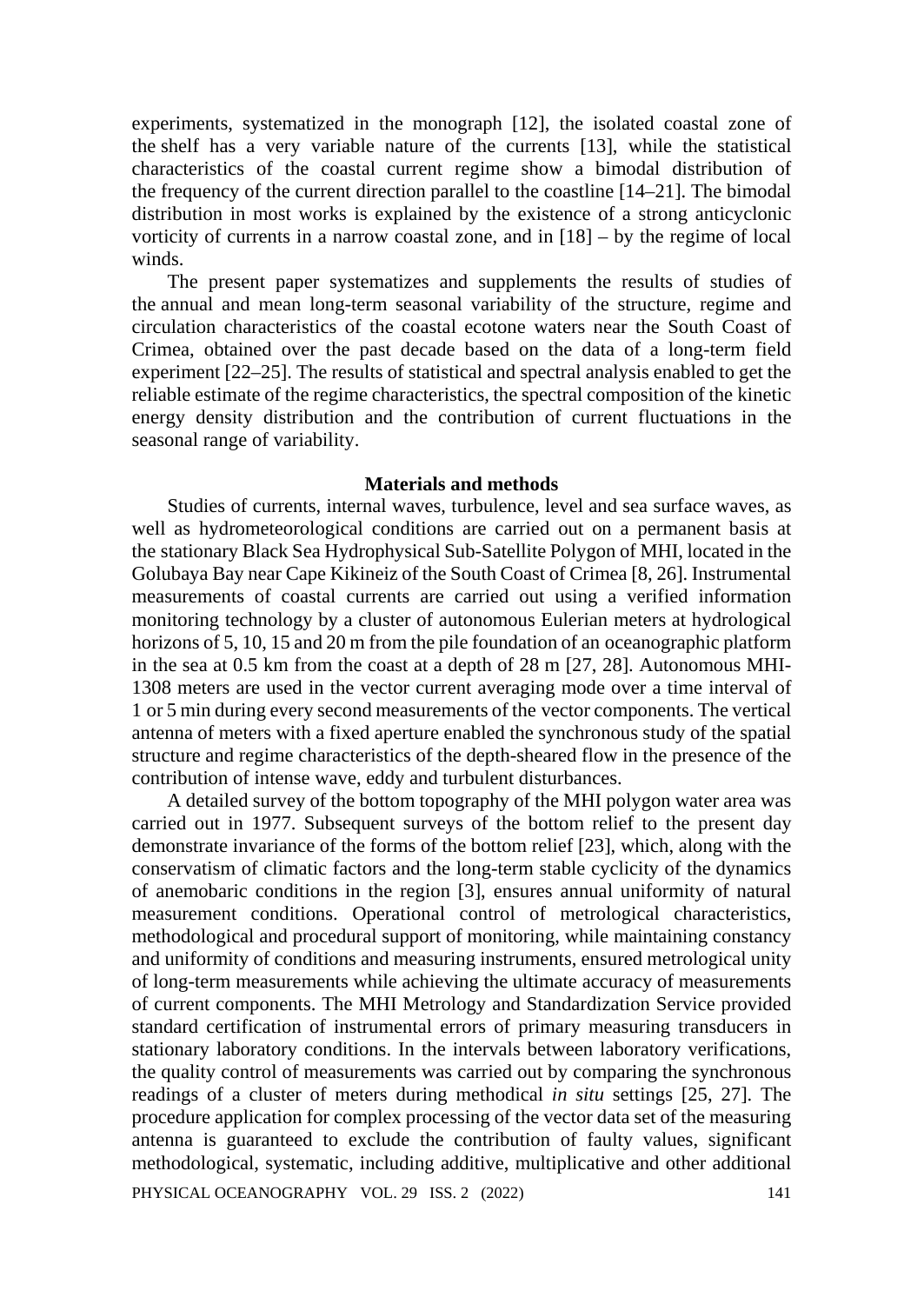experiments, systematized in the monograph [12], the isolated coastal zone of the shelf has a very variable nature of the currents [13], while the statistical characteristics of the coastal current regime show a bimodal distribution of the frequency of the current direction parallel to the coastline [14–21]. The bimodal distribution in most works is explained by the existence of a strong anticyclonic vorticity of currents in a narrow coastal zone, and in [18] – by the regime of local winds.

The present paper systematizes and supplements the results of studies of the annual and mean long-term seasonal variability of the structure, regime and circulation characteristics of the coastal ecotone waters near the South Coast of Crimea, obtained over the past decade based on the data of a long-term field experiment [22–25]. The results of statistical and spectral analysis enabled to get the reliable estimate of the regime characteristics, the spectral composition of the kinetic energy density distribution and the contribution of current fluctuations in the seasonal range of variability.

## Materials and methods

Studies of currents, internal waves, turbulence, level and sea surface waves, as well as hydrometeorological conditions are carried out on a permanent basis at the stationary Black Sea Hydrophysical Sub-Satellite Polygon of MHI, located in the Golubaya Bay near Cape Kikineiz of the South Coast of Crimea [8, 26]. Instrumental measurements of coastal currents are carried out using a verified information monitoring technology by a cluster of autonomous Eulerian meters at hydrological horizons of 5, 10, 15 and 20 m from the pile foundation of an oceanographic platform in the sea at 0.5 km from the coast at a depth of 28 m [27, 28]. Autonomous MHI-1308 meters are used in the vector current averaging mode over a time interval of 1 or 5 min during every second measurements of the vector components. The vertical antenna of meters with a fixed aperture enabled the synchronous study of the spatial structure and regime characteristics of the depth-sheared flow in the presence of the contribution of intense wave, eddy and turbulent disturbances.

A detailed survey of the bottom topography of the MHI polygon water area was carried out in 1977. Subsequent surveys of the bottom relief to the present day demonstrate invariance of the forms of the bottom relief [23], which, along with the conservatism of climatic factors and the long-term stable cyclicity of the dynamics of anemobaric conditions in the region [3], ensures annual uniformity of natural measurement conditions. Operational control of metrological characteristics, methodological and procedural support of monitoring, while maintaining constancy and uniformity of conditions and measuring instruments, ensured metrological unity of long-term measurements while achieving the ultimate accuracy of measurements of current components. The MHI Metrology and Standardization Service provided standard certification of instrumental errors of primary measuring transducers in stationary laboratory conditions. In the intervals between laboratory verifications, the quality control of measurements was carried out by comparing the synchronous readings of a cluster of meters during methodical *in situ* settings [25, 27]. The procedure application for complex processing of the vector data set of the measuring antenna is guaranteed to exclude the contribution of faulty values, significant methodological, systematic, including additive, multiplicative and other additional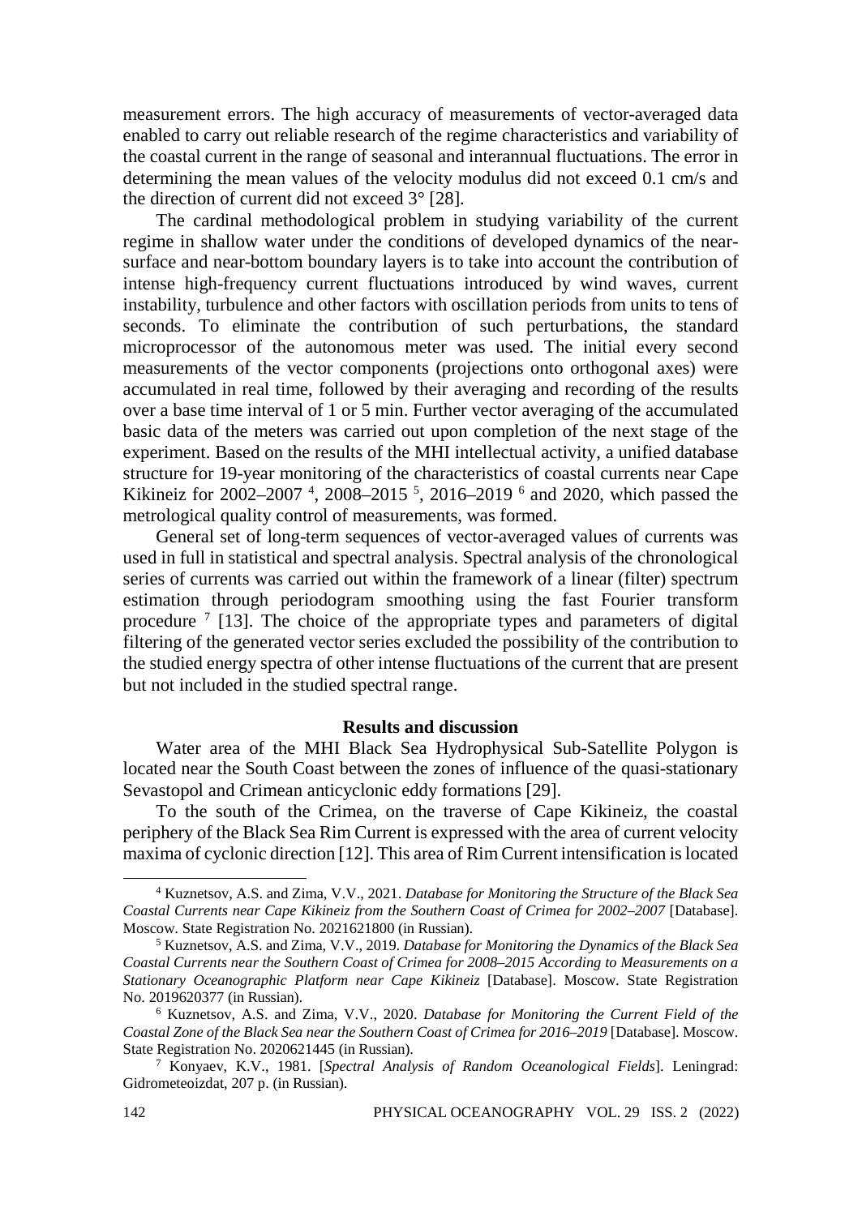measurement errors. The high accuracy of measurements of vector-averaged data enabled to carry out reliable research of the regime characteristics and variability of the coastal current in the range of seasonal and interannual fluctuations. The error in determining the mean values of the velocity modulus did not exceed 0.1 cm/s and the direction of current did not exceed 3° [28].

The cardinal methodological problem in studying variability of the current regime in shallow water under the conditions of developed dynamics of the near-surface and near-bottom boundary layers is to take into account the contribution of intense high-frequency current fluctuations introduced by wind waves, current instability, turbulence and other factors with oscillation periods from units to tens of seconds. To eliminate the contribution of such perturbations, the standard microprocessor of the autonomous meter was used. The initial every second measurements of the vector components (projections onto orthogonal axes) were accumulated in real time, followed by their averaging and recording of the results over a base time interval of 1 or 5 min. Further vector averaging of the accumulated basic data of the meters was carried out upon completion of the next stage of the experiment. Based on the results of the MHI intellectual activity, a unified database structure for 19-year monitoring of the characteristics of coastal currents near Cape Kikineiz for 2002–2007 [4], 2008–2015 [5], 2016–2019 [6] and 2020, which passed the metrological quality control of measurements, was formed.

General set of long-term sequences of vector-averaged values of currents was used in full in statistical and spectral analysis. Spectral analysis of the chronological series of currents was carried out within the framework of a linear (filter) spectrum estimation through periodogram smoothing using the fast Fourier transform procedure [7] [13]. The choice of the appropriate types and parameters of digital filtering of the generated vector series excluded the possibility of the contribution to the studied energy spectra of other intense fluctuations of the current that are present but not included in the studied spectral range.

## Results and discussion

Water area of the MHI Black Sea Hydrophysical Sub-Satellite Polygon is located near the South Coast between the zones of influence of the quasi-stationary Sevastopol and Crimean anticyclonic eddy formations [29].

To the south of the Crimea, on the traverse of Cape Kikineiz, the coastal periphery of the Black Sea Rim Current is expressed with the area of current velocity maxima of cyclonic direction [12]. This area of Rim Current intensification is located

---

[4] Kuznetsov, A.S. and Zima, V.V., 2021. *Database for Monitoring the Structure of the Black Sea Coastal Currents near Cape Kikineiz from the Southern Coast of Crimea for 2002–2007* [Database]. Moscow. State Registration No. 2021621800 (in Russian).

[5] Kuznetsov, A.S. and Zima, V.V., 2019. *Database for Monitoring the Dynamics of the Black Sea Coastal Currents near the Southern Coast of Crimea for 2008–2015 According to Measurements on a Stationary Oceanographic Platform near Cape Kikineiz* [Database]. Moscow. State Registration No. 2019620377 (in Russian).

[6] Kuznetsov, A.S. and Zima, V.V., 2020. *Database for Monitoring the Current Field of the Coastal Zone of the Black Sea near the Southern Coast of Crimea for 2016–2019* [Database]. Moscow. State Registration No. 2020621445 (in Russian).

[7] Konyaev, K.V., 1981. [*Spectral Analysis of Random Oceanological Fields*]. Leningrad: Gidrometeoizdat, 207 p. (in Russian).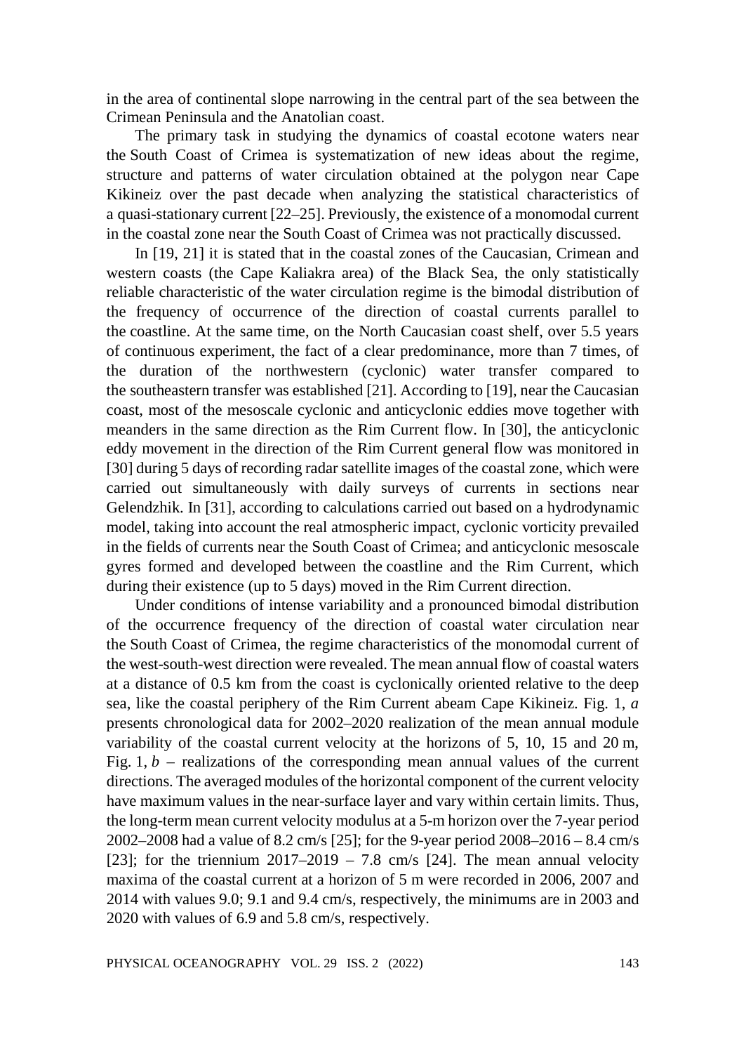in the area of continental slope narrowing in the central part of the sea between the Crimean Peninsula and the Anatolian coast.

The primary task in studying the dynamics of coastal ecotone waters near the South Coast of Crimea is systematization of new ideas about the regime, structure and patterns of water circulation obtained at the polygon near Cape Kikineiz over the past decade when analyzing the statistical characteristics of a quasi-stationary current [22–25]. Previously, the existence of a monomodal current in the coastal zone near the South Coast of Crimea was not practically discussed.

In [19, 21] it is stated that in the coastal zones of the Caucasian, Crimean and western coasts (the Cape Kaliakra area) of the Black Sea, the only statistically reliable characteristic of the water circulation regime is the bimodal distribution of the frequency of occurrence of the direction of coastal currents parallel to the coastline. At the same time, on the North Caucasian coast shelf, over 5.5 years of continuous experiment, the fact of a clear predominance, more than 7 times, of the duration of the northwestern (cyclonic) water transfer compared to the southeastern transfer was established [21]. According to [19], near the Caucasian coast, most of the mesoscale cyclonic and anticyclonic eddies move together with meanders in the same direction as the Rim Current flow. In [30], the anticyclonic eddy movement in the direction of the Rim Current general flow was monitored in [30] during 5 days of recording radar satellite images of the coastal zone, which were carried out simultaneously with daily surveys of currents in sections near Gelendzhik. In [31], according to calculations carried out based on a hydrodynamic model, taking into account the real atmospheric impact, cyclonic vorticity prevailed in the fields of currents near the South Coast of Crimea; and anticyclonic mesoscale gyres formed and developed between the coastline and the Rim Current, which during their existence (up to 5 days) moved in the Rim Current direction.

Under conditions of intense variability and a pronounced bimodal distribution of the occurrence frequency of the direction of coastal water circulation near the South Coast of Crimea, the regime characteristics of the monomodal current of the west-south-west direction were revealed. The mean annual flow of coastal waters at a distance of 0.5 km from the coast is cyclonically oriented relative to the deep sea, like the coastal periphery of the Rim Current abeam Cape Kikineiz. Fig. 1, *a* presents chronological data for 2002–2020 realization of the mean annual module variability of the coastal current velocity at the horizons of 5, 10, 15 and 20 m, Fig. 1, *b* – realizations of the corresponding mean annual values of the current directions. The averaged modules of the horizontal component of the current velocity have maximum values in the near-surface layer and vary within certain limits. Thus, the long-term mean current velocity modulus at a 5-m horizon over the 7-year period 2002–2008 had a value of 8.2 cm/s [25]; for the 9-year period 2008–2016 – 8.4 cm/s [23]; for the triennium 2017–2019 – 7.8 cm/s [24]. The mean annual velocity maxima of the coastal current at a horizon of 5 m were recorded in 2006, 2007 and 2014 with values 9.0; 9.1 and 9.4 cm/s, respectively, the minimums are in 2003 and 2020 with values of 6.9 and 5.8 cm/s, respectively.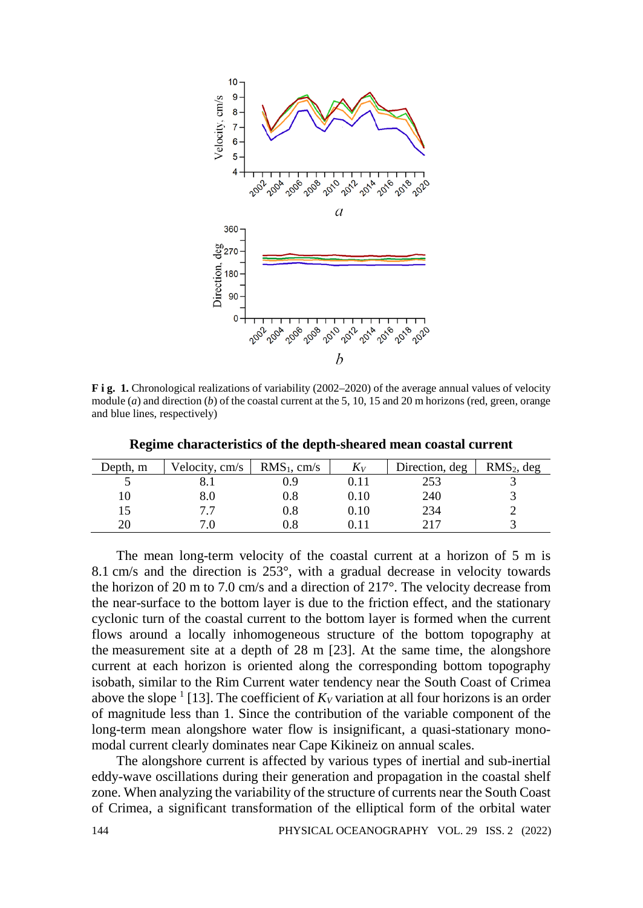**F i g. 1.** Chronological realizations of variability (2002–2020) of the average annual values of velocity module (*a*) and direction (*b*) of the coastal current at the 5, 10, 15 and 20 m horizons (red, green, orange and blue lines, respectively)

**Regime characteristics of the depth-sheared mean coastal current**

| Depth, m | Velocity, cm/s | $RMS_1$, cm/s | $K_V$ | Direction, deg | $RMS_2$, deg |
|---|---|---|---|---|---|
| 5 | 8.1 | 0.9 | 0.11 | 253 | 3 |
| 10 | 8.0 | 0.8 | 0.10 | 240 | 3 |
| 15 | 7.7 | 0.8 | 0.10 | 234 | 2 |
| 20 | 7.0 | 0.8 | 0.11 | 217 | 3 |

The mean long-term velocity of the coastal current at a horizon of 5 m is 8.1 cm/s and the direction is 253°, with a gradual decrease in velocity towards the horizon of 20 m to 7.0 cm/s and a direction of 217°. The velocity decrease from the near-surface to the bottom layer is due to the friction effect, and the stationary cyclonic turn of the coastal current to the bottom layer is formed when the current flows around a locally inhomogeneous structure of the bottom topography at the measurement site at a depth of 28 m [23]. At the same time, the alongshore current at each horizon is oriented along the corresponding bottom topography isobath, similar to the Rim Current water tendency near the South Coast of Crimea above the slope [1] [13]. The coefficient of $K_V$ variation at all four horizons is an order of magnitude less than 1. Since the contribution of the variable component of the long-term mean alongshore water flow is insignificant, a quasi-stationary mono-modal current clearly dominates near Cape Kikineiz on annual scales.

The alongshore current is affected by various types of inertial and sub-inertial eddy-wave oscillations during their generation and propagation in the coastal shelf zone. When analyzing the variability of the structure of currents near the South Coast of Crimea, a significant transformation of the elliptical form of the orbital water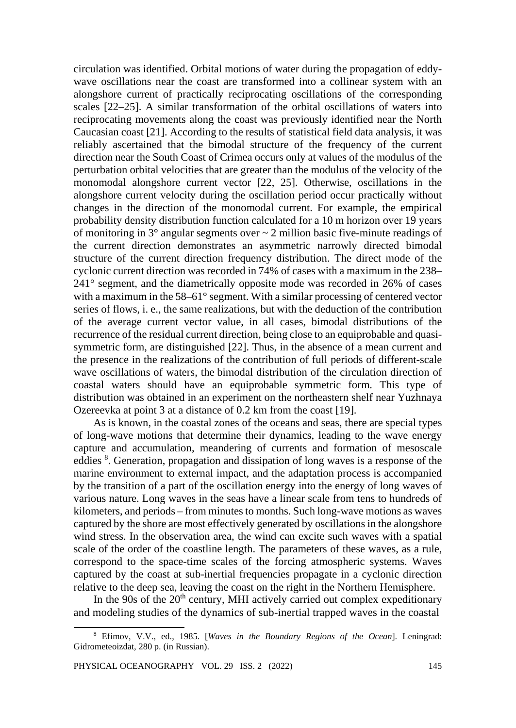circulation was identified. Orbital motions of water during the propagation of eddy-wave oscillations near the coast are transformed into a collinear system with an alongshore current of practically reciprocating oscillations of the corresponding scales [22–25]. A similar transformation of the orbital oscillations of waters into reciprocating movements along the coast was previously identified near the North Caucasian coast [21]. According to the results of statistical field data analysis, it was reliably ascertained that the bimodal structure of the frequency of the current direction near the South Coast of Crimea occurs only at values of the modulus of the perturbation orbital velocities that are greater than the modulus of the velocity of the monomodal alongshore current vector [22, 25]. Otherwise, oscillations in the alongshore current velocity during the oscillation period occur practically without changes in the direction of the monomodal current. For example, the empirical probability density distribution function calculated for a 10 m horizon over 19 years of monitoring in 3° angular segments over ~ 2 million basic five-minute readings of the current direction demonstrates an asymmetric narrowly directed bimodal structure of the current direction frequency distribution. The direct mode of the cyclonic current direction was recorded in 74% of cases with a maximum in the 238–241° segment, and the diametrically opposite mode was recorded in 26% of cases with a maximum in the 58–61° segment. With a similar processing of centered vector series of flows, i. e., the same realizations, but with the deduction of the contribution of the average current vector value, in all cases, bimodal distributions of the recurrence of the residual current direction, being close to an equiprobable and quasi-symmetric form, are distinguished [22]. Thus, in the absence of a mean current and the presence in the realizations of the contribution of full periods of different-scale wave oscillations of waters, the bimodal distribution of the circulation direction of coastal waters should have an equiprobable symmetric form. This type of distribution was obtained in an experiment on the northeastern shelf near Yuzhnaya Ozereevka at point 3 at a distance of 0.2 km from the coast [19].

As is known, in the coastal zones of the oceans and seas, there are special types of long-wave motions that determine their dynamics, leading to the wave energy capture and accumulation, meandering of currents and formation of mesoscale eddies [8]. Generation, propagation and dissipation of long waves is a response of the marine environment to external impact, and the adaptation process is accompanied by the transition of a part of the oscillation energy into the energy of long waves of various nature. Long waves in the seas have a linear scale from tens to hundreds of kilometers, and periods – from minutes to months. Such long-wave motions as waves captured by the shore are most effectively generated by oscillations in the alongshore wind stress. In the observation area, the wind can excite such waves with a spatial scale of the order of the coastline length. The parameters of these waves, as a rule, correspond to the space-time scales of the forcing atmospheric systems. Waves captured by the coast at sub-inertial frequencies propagate in a cyclonic direction relative to the deep sea, leaving the coast on the right in the Northern Hemisphere.

In the 90s of the 20th century, MHI actively carried out complex expeditionary and modeling studies of the dynamics of sub-inertial trapped waves in the coastal

[8] Efimov, V.V., ed., 1985. [*Waves in the Boundary Regions of the Ocean*]. Leningrad: Gidrometeoizdat, 280 p. (in Russian).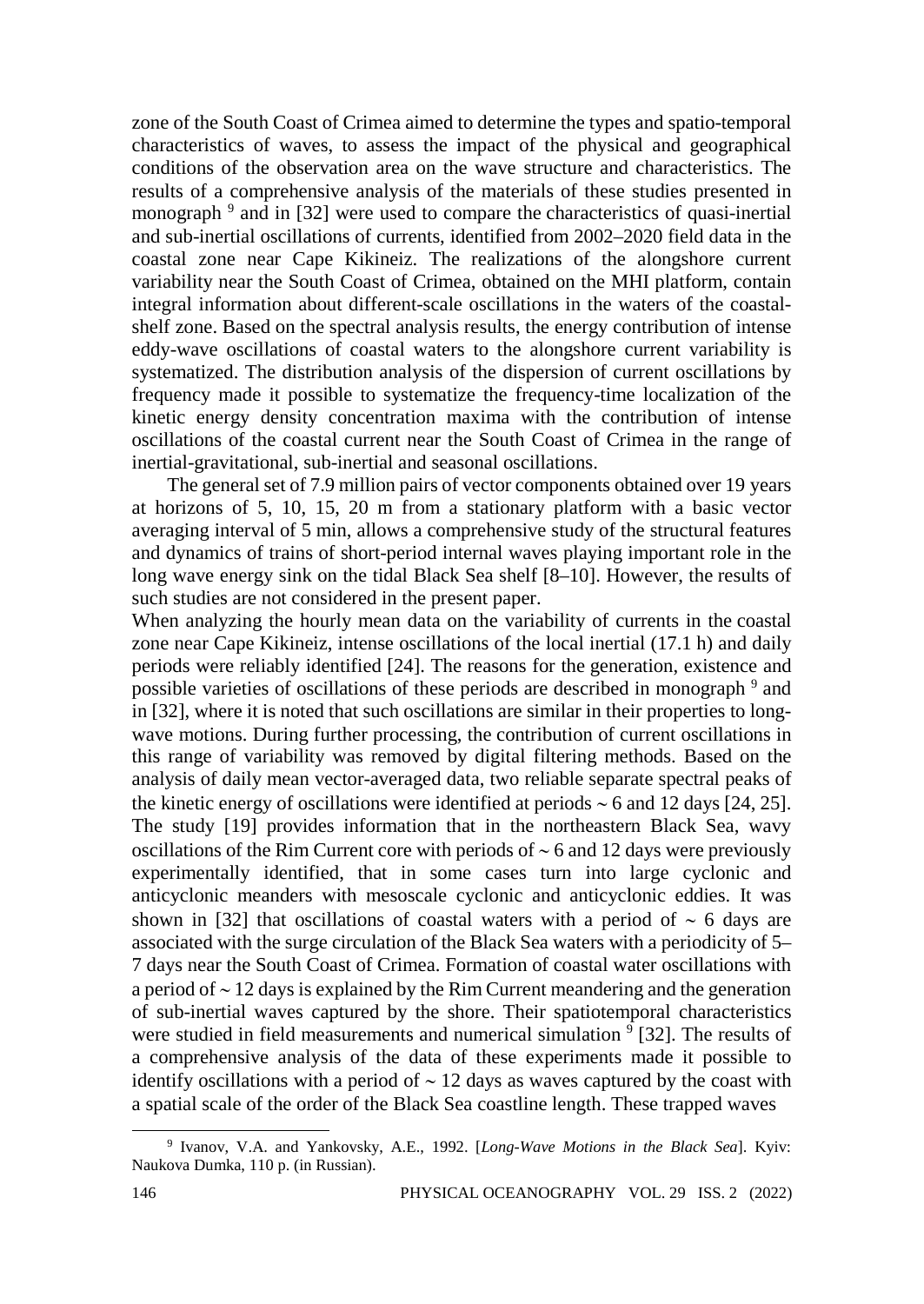zone of the South Coast of Crimea aimed to determine the types and spatio-temporal characteristics of waves, to assess the impact of the physical and geographical conditions of the observation area on the wave structure and characteristics. The results of a comprehensive analysis of the materials of these studies presented in monograph [9] and in [32] were used to compare the characteristics of quasi-inertial and sub-inertial oscillations of currents, identified from 2002–2020 field data in the coastal zone near Cape Kikineiz. The realizations of the alongshore current variability near the South Coast of Crimea, obtained on the MHI platform, contain integral information about different-scale oscillations in the waters of the coastal-shelf zone. Based on the spectral analysis results, the energy contribution of intense eddy-wave oscillations of coastal waters to the alongshore current variability is systematized. The distribution analysis of the dispersion of current oscillations by frequency made it possible to systematize the frequency-time localization of the kinetic energy density concentration maxima with the contribution of intense oscillations of the coastal current near the South Coast of Crimea in the range of inertial-gravitational, sub-inertial and seasonal oscillations.

The general set of 7.9 million pairs of vector components obtained over 19 years at horizons of 5, 10, 15, 20 m from a stationary platform with a basic vector averaging interval of 5 min, allows a comprehensive study of the structural features and dynamics of trains of short-period internal waves playing important role in the long wave energy sink on the tidal Black Sea shelf [8–10]. However, the results of such studies are not considered in the present paper.

When analyzing the hourly mean data on the variability of currents in the coastal zone near Cape Kikineiz, intense oscillations of the local inertial (17.1 h) and daily periods were reliably identified [24]. The reasons for the generation, existence and possible varieties of oscillations of these periods are described in monograph [9] and in [32], where it is noted that such oscillations are similar in their properties to long-wave motions. During further processing, the contribution of current oscillations in this range of variability was removed by digital filtering methods. Based on the analysis of daily mean vector-averaged data, two reliable separate spectral peaks of the kinetic energy of oscillations were identified at periods ~ 6 and 12 days [24, 25]. The study [19] provides information that in the northeastern Black Sea, wavy oscillations of the Rim Current core with periods of ~ 6 and 12 days were previously experimentally identified, that in some cases turn into large cyclonic and anticyclonic meanders with mesoscale cyclonic and anticyclonic eddies. It was shown in [32] that oscillations of coastal waters with a period of ~ 6 days are associated with the surge circulation of the Black Sea waters with a periodicity of 5–7 days near the South Coast of Crimea. Formation of coastal water oscillations with a period of ~ 12 days is explained by the Rim Current meandering and the generation of sub-inertial waves captured by the shore. Their spatiotemporal characteristics were studied in field measurements and numerical simulation [9] [32]. The results of a comprehensive analysis of the data of these experiments made it possible to identify oscillations with a period of ~ 12 days as waves captured by the coast with a spatial scale of the order of the Black Sea coastline length. These trapped waves

[9] Ivanov, V.A. and Yankovsky, A.E., 1992. [*Long-Wave Motions in the Black Sea*]. Kyiv: Naukova Dumka, 110 p. (in Russian).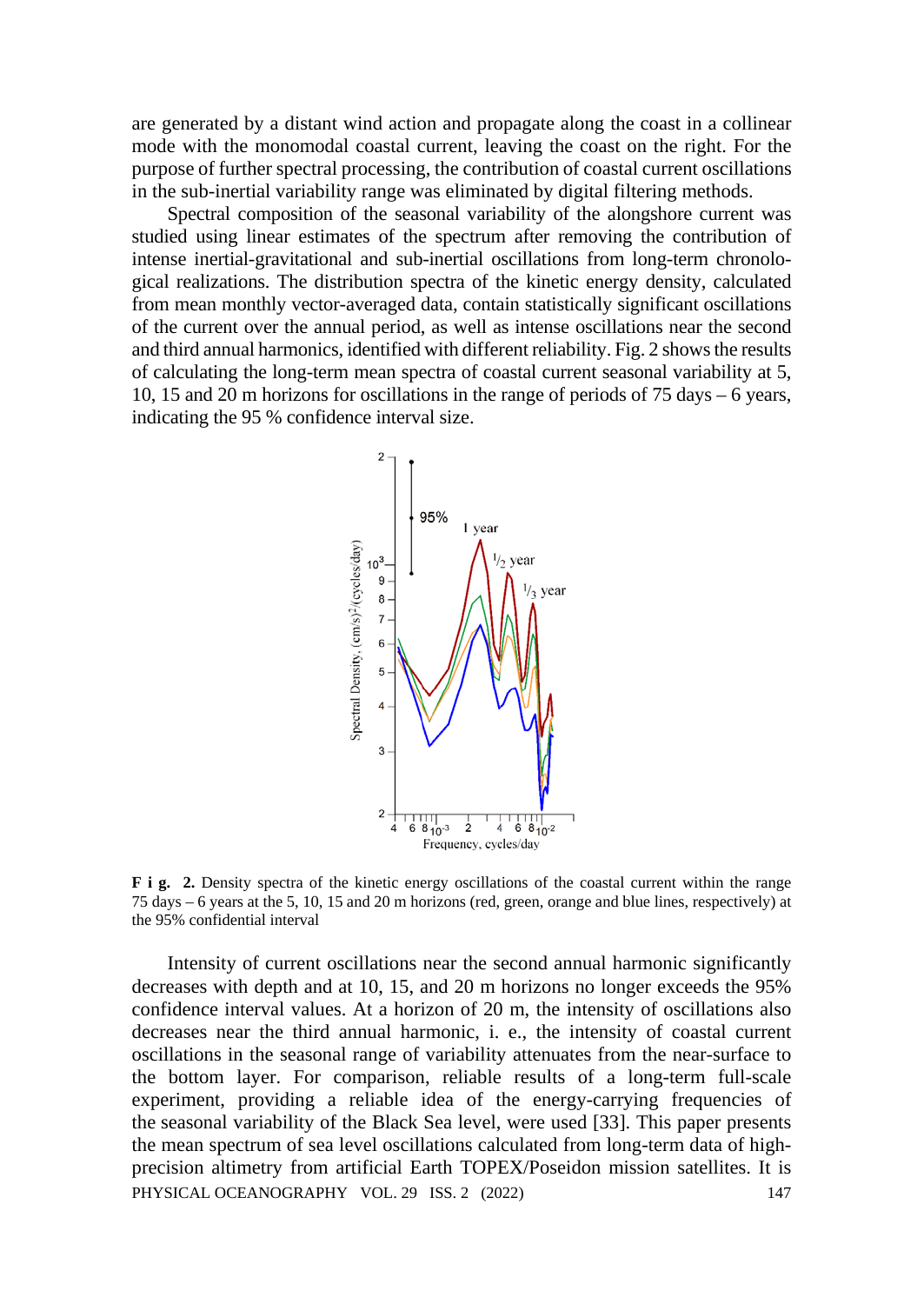are generated by a distant wind action and propagate along the coast in a collinear mode with the monomodal coastal current, leaving the coast on the right. For the purpose of further spectral processing, the contribution of coastal current oscillations in the sub-inertial variability range was eliminated by digital filtering methods.

Spectral composition of the seasonal variability of the alongshore current was studied using linear estimates of the spectrum after removing the contribution of intense inertial-gravitational and sub-inertial oscillations from long-term chronological realizations. The distribution spectra of the kinetic energy density, calculated from mean monthly vector-averaged data, contain statistically significant oscillations of the current over the annual period, as well as intense oscillations near the second and third annual harmonics, identified with different reliability. Fig. 2 shows the results of calculating the long-term mean spectra of coastal current seasonal variability at 5, 10, 15 and 20 m horizons for oscillations in the range of periods of 75 days – 6 years, indicating the 95 % confidence interval size.

**F i g. 2.** Density spectra of the kinetic energy oscillations of the coastal current within the range 75 days – 6 years at the 5, 10, 15 and 20 m horizons (red, green, orange and blue lines, respectively) at the 95% confidential interval

Intensity of current oscillations near the second annual harmonic significantly decreases with depth and at 10, 15, and 20 m horizons no longer exceeds the 95% confidence interval values. At a horizon of 20 m, the intensity of oscillations also decreases near the third annual harmonic, i. e., the intensity of coastal current oscillations in the seasonal range of variability attenuates from the near-surface to the bottom layer. For comparison, reliable results of a long-term full-scale experiment, providing a reliable idea of the energy-carrying frequencies of the seasonal variability of the Black Sea level, were used [33]. This paper presents the mean spectrum of sea level oscillations calculated from long-term data of high-precision altimetry from artificial Earth TOPEX/Poseidon mission satellites. It is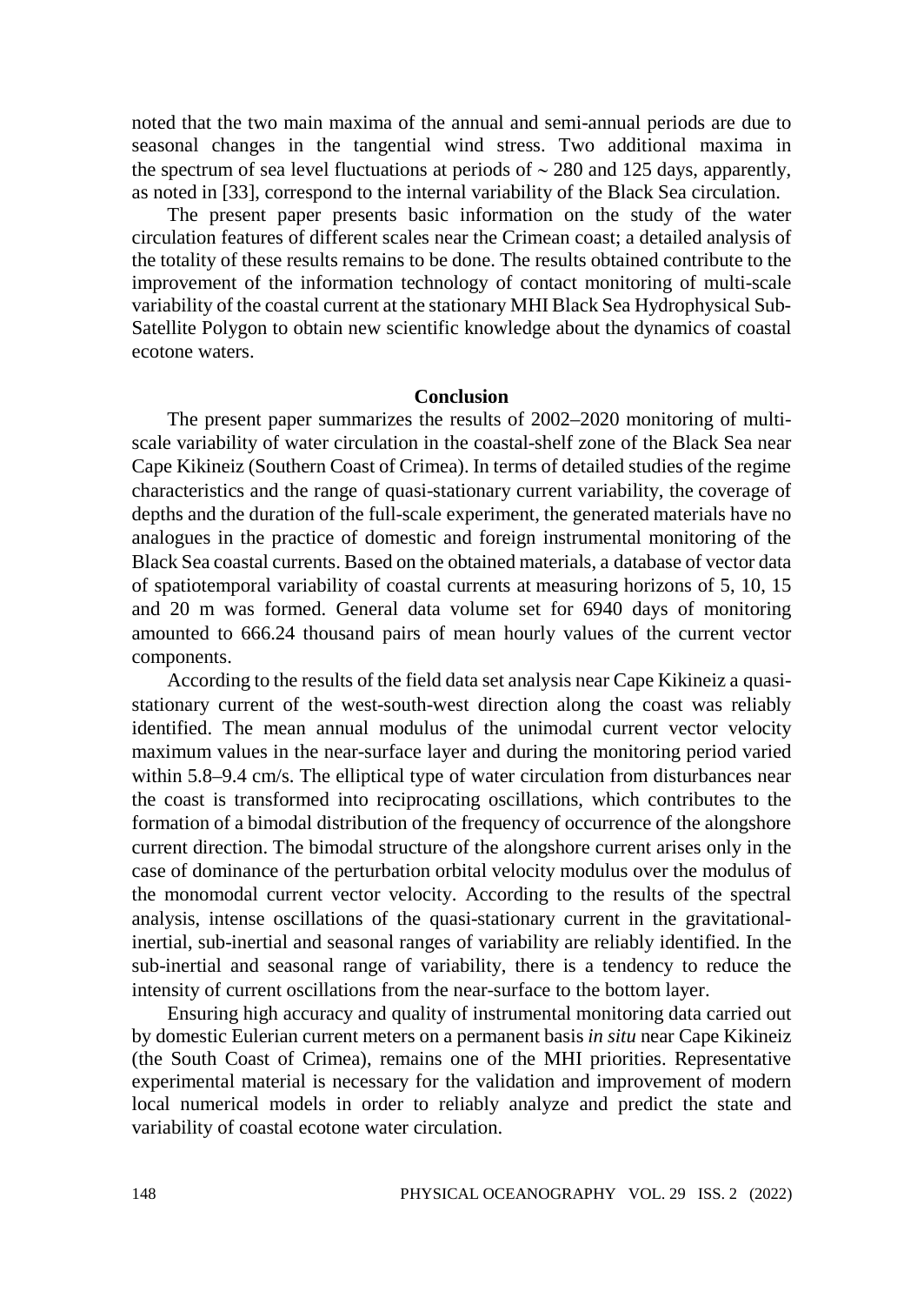noted that the two main maxima of the annual and semi-annual periods are due to seasonal changes in the tangential wind stress. Two additional maxima in the spectrum of sea level fluctuations at periods of ~ 280 and 125 days, apparently, as noted in [33], correspond to the internal variability of the Black Sea circulation.

The present paper presents basic information on the study of the water circulation features of different scales near the Crimean coast; a detailed analysis of the totality of these results remains to be done. The results obtained contribute to the improvement of the information technology of contact monitoring of multi-scale variability of the coastal current at the stationary MHI Black Sea Hydrophysical Sub-Satellite Polygon to obtain new scientific knowledge about the dynamics of coastal ecotone waters.

## Conclusion

The present paper summarizes the results of 2002–2020 monitoring of multi-scale variability of water circulation in the coastal-shelf zone of the Black Sea near Cape Kikineiz (Southern Coast of Crimea). In terms of detailed studies of the regime characteristics and the range of quasi-stationary current variability, the coverage of depths and the duration of the full-scale experiment, the generated materials have no analogues in the practice of domestic and foreign instrumental monitoring of the Black Sea coastal currents. Based on the obtained materials, a database of vector data of spatiotemporal variability of coastal currents at measuring horizons of 5, 10, 15 and 20 m was formed. General data volume set for 6940 days of monitoring amounted to 666.24 thousand pairs of mean hourly values of the current vector components.

According to the results of the field data set analysis near Cape Kikineiz a quasi-stationary current of the west-south-west direction along the coast was reliably identified. The mean annual modulus of the unimodal current vector velocity maximum values in the near-surface layer and during the monitoring period varied within 5.8–9.4 cm/s. The elliptical type of water circulation from disturbances near the coast is transformed into reciprocating oscillations, which contributes to the formation of a bimodal distribution of the frequency of occurrence of the alongshore current direction. The bimodal structure of the alongshore current arises only in the case of dominance of the perturbation orbital velocity modulus over the modulus of the monomodal current vector velocity. According to the results of the spectral analysis, intense oscillations of the quasi-stationary current in the gravitational-inertial, sub-inertial and seasonal ranges of variability are reliably identified. In the sub-inertial and seasonal range of variability, there is a tendency to reduce the intensity of current oscillations from the near-surface to the bottom layer.

Ensuring high accuracy and quality of instrumental monitoring data carried out by domestic Eulerian current meters on a permanent basis *in situ* near Cape Kikineiz (the South Coast of Crimea), remains one of the MHI priorities. Representative experimental material is necessary for the validation and improvement of modern local numerical models in order to reliably analyze and predict the state and variability of coastal ecotone water circulation.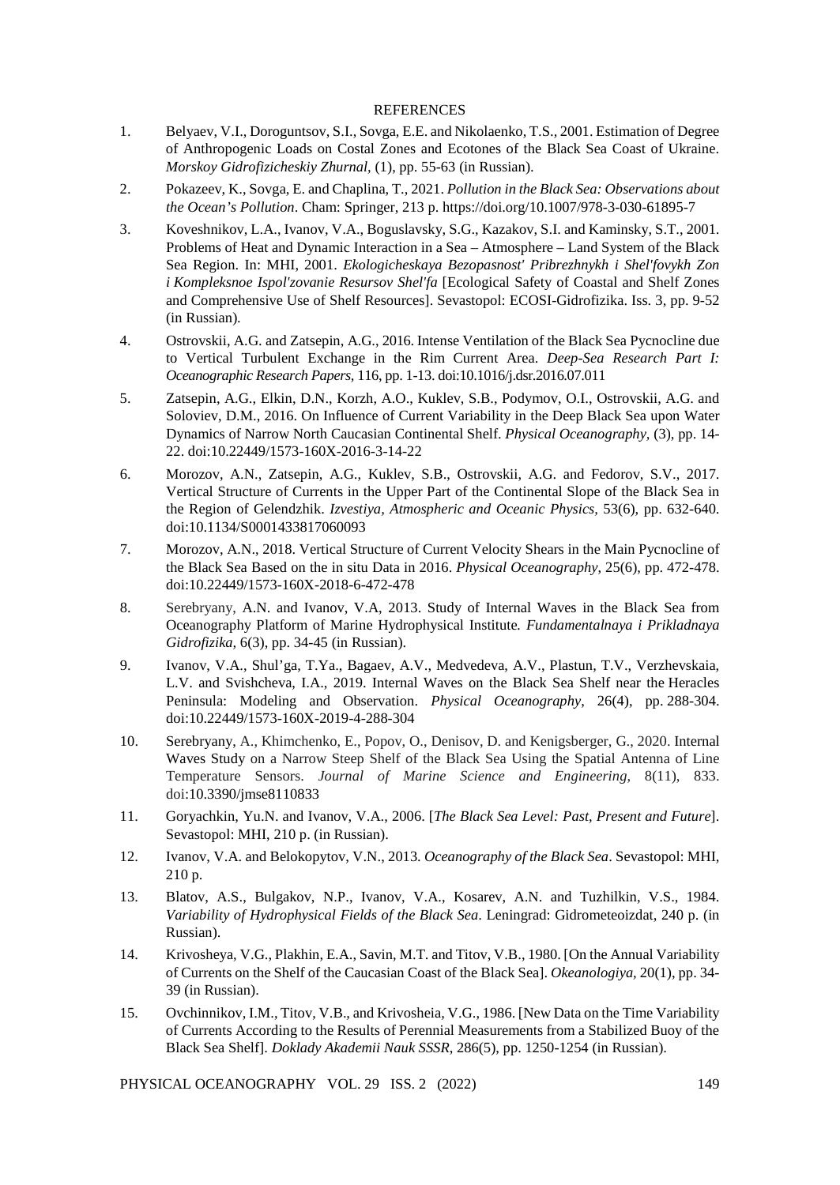## REFERENCES

1. Belyaev, V.I., Doroguntsov, S.I., Sovga, E.E. and Nikolaenko, T.S., 2001. Estimation of Degree of Anthropogenic Loads on Costal Zones and Ecotones of the Black Sea Coast of Ukraine. *Morskoy Gidrofizicheskiy Zhurnal*, (1), pp. 55-63 (in Russian).
2. Pokazeev, K., Sovga, E. and Chaplina, T., 2021. *Pollution in the Black Sea: Observations about the Ocean's Pollution*. Cham: Springer, 213 p. https://doi.org/10.1007/978-3-030-61895-7
3. Koveshnikov, L.A., Ivanov, V.A., Boguslavsky, S.G., Kazakov, S.I. and Kaminsky, S.T., 2001. Problems of Heat and Dynamic Interaction in a Sea – Atmosphere – Land System of the Black Sea Region. In: MHI, 2001. *Ekologicheskaya Bezopasnost' Pribrezhnykh i Shel'fovykh Zon i Kompleksnoe Ispol'zovanie Resursov Shel'fa* [Ecological Safety of Coastal and Shelf Zones and Comprehensive Use of Shelf Resources]. Sevastopol: ECOSI-Gidrofizika. Iss. 3, pp. 9-52 (in Russian).
4. Ostrovskii, A.G. and Zatsepin, A.G., 2016. Intense Ventilation of the Black Sea Pycnocline due to Vertical Turbulent Exchange in the Rim Current Area. *Deep-Sea Research Part I: Oceanographic Research Papers*, 116, pp. 1-13. doi:10.1016/j.dsr.2016.07.011
5. Zatsepin, A.G., Elkin, D.N., Korzh, A.O., Kuklev, S.B., Podymov, O.I., Ostrovskii, A.G. and Soloviev, D.M., 2016. On Influence of Current Variability in the Deep Black Sea upon Water Dynamics of Narrow North Caucasian Continental Shelf. *Physical Oceanography*, (3), pp. 14-22. doi:10.22449/1573-160X-2016-3-14-22
6. Morozov, A.N., Zatsepin, A.G., Kuklev, S.B., Ostrovskii, A.G. and Fedorov, S.V., 2017. Vertical Structure of Currents in the Upper Part of the Continental Slope of the Black Sea in the Region of Gelendzhik. *Izvestiya, Atmospheric and Oceanic Physics*, 53(6), pp. 632-640. doi:10.1134/S0001433817060093
7. Morozov, A.N., 2018. Vertical Structure of Current Velocity Shears in the Main Pycnocline of the Black Sea Based on the in situ Data in 2016. *Physical Oceanography*, 25(6), pp. 472-478. doi:10.22449/1573-160X-2018-6-472-478
8. Serebryany, A.N. and Ivanov, V.A, 2013. Study of Internal Waves in the Black Sea from Oceanography Platform of Marine Hydrophysical Institute. *Fundamentalnaya i Prikladnaya Gidrofizika*, 6(3), pp. 34-45 (in Russian).
9. Ivanov, V.A., Shul'ga, T.Ya., Bagaev, A.V., Medvedeva, A.V., Plastun, T.V., Verzhevskaia, L.V. and Svishcheva, I.A., 2019. Internal Waves on the Black Sea Shelf near the Heracles Peninsula: Modeling and Observation. *Physical Oceanography*, 26(4), pp. 288-304. doi:10.22449/1573-160X-2019-4-288-304
10. Serebryany, A., Khimchenko, E., Popov, O., Denisov, D. and Kenigsberger, G., 2020. Internal Waves Study on a Narrow Steep Shelf of the Black Sea Using the Spatial Antenna of Line Temperature Sensors. *Journal of Marine Science and Engineering*, 8(11), 833. doi:10.3390/jmse8110833
11. Goryachkin, Yu.N. and Ivanov, V.A., 2006. [*The Black Sea Level: Past, Present and Future*]. Sevastopol: MHI, 210 p. (in Russian).
12. Ivanov, V.A. and Belokopytov, V.N., 2013. *Oceanography of the Black Sea*. Sevastopol: MHI, 210 p.
13. Blatov, A.S., Bulgakov, N.P., Ivanov, V.A., Kosarev, A.N. and Tuzhilkin, V.S., 1984. *Variability of Hydrophysical Fields of the Black Sea*. Leningrad: Gidrometeoizdat, 240 p. (in Russian).
14. Krivosheya, V.G., Plakhin, E.A., Savin, M.T. and Titov, V.B., 1980. [On the Annual Variability of Currents on the Shelf of the Caucasian Coast of the Black Sea]. *Okeanologiya*, 20(1), pp. 34-39 (in Russian).
15. Ovchinnikov, I.M., Titov, V.B., and Krivosheia, V.G., 1986. [New Data on the Time Variability of Currents According to the Results of Perennial Measurements from a Stabilized Buoy of the Black Sea Shelf]. *Doklady Akademii Nauk SSSR*, 286(5), pp. 1250-1254 (in Russian).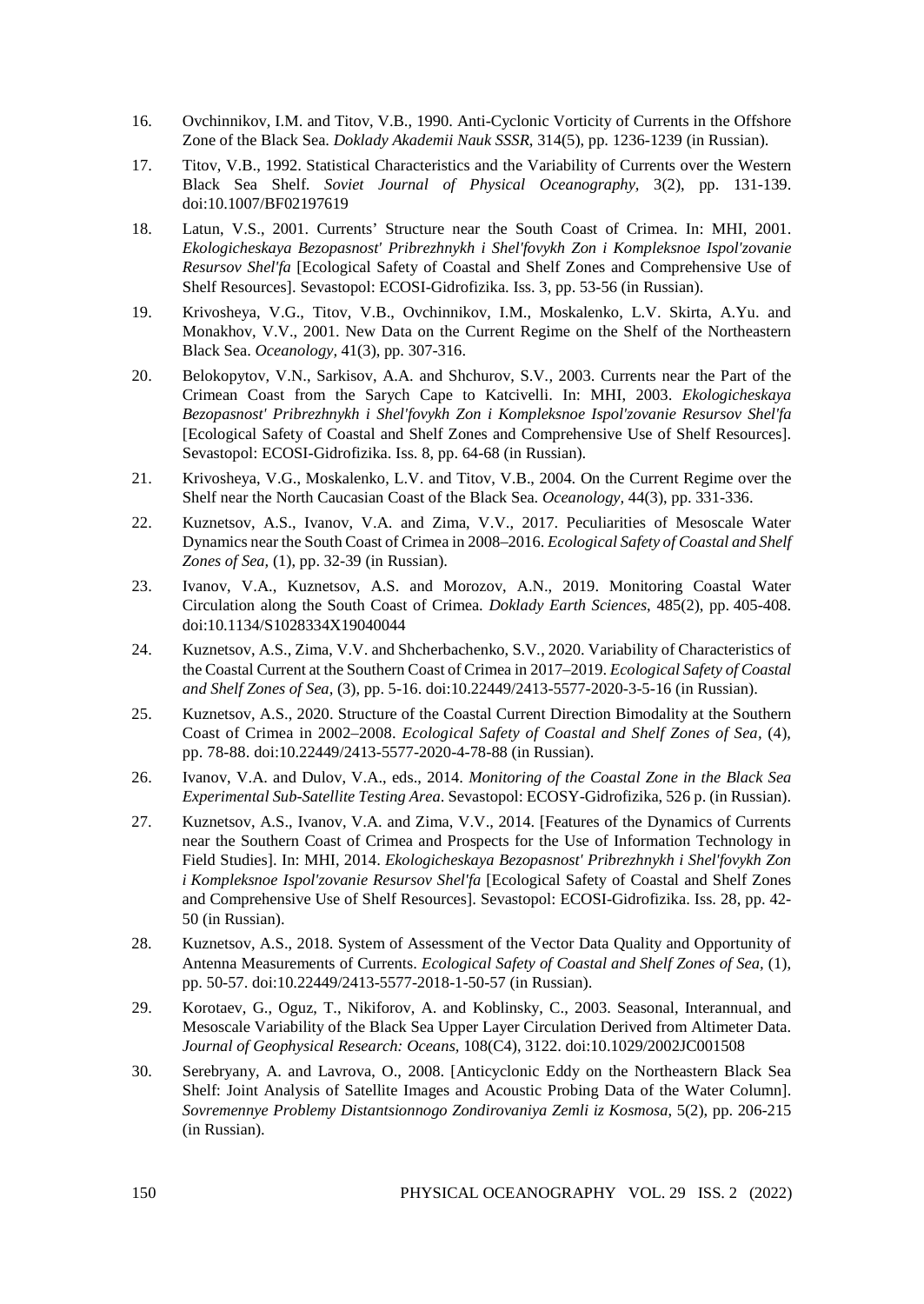16. Ovchinnikov, I.M. and Titov, V.B., 1990. Anti-Cyclonic Vorticity of Currents in the Offshore Zone of the Black Sea. *Doklady Akademii Nauk SSSR*, 314(5), pp. 1236-1239 (in Russian).

17. Titov, V.B., 1992. Statistical Characteristics and the Variability of Currents over the Western Black Sea Shelf. *Soviet Journal of Physical Oceanography*, 3(2), pp. 131-139. doi:10.1007/BF02197619

18. Latun, V.S., 2001. Currents' Structure near the South Coast of Crimea. In: MHI, 2001. *Ekologicheskaya Bezopasnost' Pribrezhnykh i Shel'fovykh Zon i Kompleksnoe Ispol'zovanie Resursov Shel'fa* [Ecological Safety of Coastal and Shelf Zones and Comprehensive Use of Shelf Resources]. Sevastopol: ECOSI-Gidrofizika. Iss. 3, pp. 53-56 (in Russian).

19. Krivosheya, V.G., Titov, V.B., Ovchinnikov, I.M., Moskalenko, L.V. Skirta, A.Yu. and Monakhov, V.V., 2001. New Data on the Current Regime on the Shelf of the Northeastern Black Sea. *Oceanology*, 41(3), pp. 307-316.

20. Belokopytov, V.N., Sarkisov, A.A. and Shchurov, S.V., 2003. Currents near the Part of the Crimean Coast from the Sarych Cape to Katcivelli. In: MHI, 2003. *Ekologicheskaya Bezopasnost' Pribrezhnykh i Shel'fovykh Zon i Kompleksnoe Ispol'zovanie Resursov Shel'fa* [Ecological Safety of Coastal and Shelf Zones and Comprehensive Use of Shelf Resources]. Sevastopol: ECOSI-Gidrofizika. Iss. 8, pp. 64-68 (in Russian).

21. Krivosheya, V.G., Moskalenko, L.V. and Titov, V.B., 2004. On the Current Regime over the Shelf near the North Caucasian Coast of the Black Sea. *Oceanology*, 44(3), pp. 331-336.

22. Kuznetsov, A.S., Ivanov, V.A. and Zima, V.V., 2017. Peculiarities of Mesoscale Water Dynamics near the South Coast of Crimea in 2008–2016. *Ecological Safety of Coastal and Shelf Zones of Sea*, (1), pp. 32-39 (in Russian).

23. Ivanov, V.A., Kuznetsov, A.S. and Morozov, A.N., 2019. Monitoring Coastal Water Circulation along the South Coast of Crimea. *Doklady Earth Sciences*, 485(2), pp. 405-408. doi:10.1134/S1028334X19040044

24. Kuznetsov, A.S., Zima, V.V. and Shcherbachenko, S.V., 2020. Variability of Characteristics of the Coastal Current at the Southern Coast of Crimea in 2017–2019. *Ecological Safety of Coastal and Shelf Zones of Sea*, (3), pp. 5-16. doi:10.22449/2413-5577-2020-3-5-16 (in Russian).

25. Kuznetsov, A.S., 2020. Structure of the Coastal Current Direction Bimodality at the Southern Coast of Crimea in 2002–2008. *Ecological Safety of Coastal and Shelf Zones of Sea*, (4), pp. 78-88. doi:10.22449/2413-5577-2020-4-78-88 (in Russian).

26. Ivanov, V.A. and Dulov, V.A., eds., 2014. *Monitoring of the Coastal Zone in the Black Sea Experimental Sub-Satellite Testing Area*. Sevastopol: ECOSY-Gidrofizika, 526 p. (in Russian).

27. Kuznetsov, A.S., Ivanov, V.A. and Zima, V.V., 2014. [Features of the Dynamics of Currents near the Southern Coast of Crimea and Prospects for the Use of Information Technology in Field Studies]. In: MHI, 2014. *Ekologicheskaya Bezopasnost' Pribrezhnykh i Shel'fovykh Zon i Kompleksnoe Ispol'zovanie Resursov Shel'fa* [Ecological Safety of Coastal and Shelf Zones and Comprehensive Use of Shelf Resources]. Sevastopol: ECOSI-Gidrofizika. Iss. 28, pp. 42-50 (in Russian).

28. Kuznetsov, A.S., 2018. System of Assessment of the Vector Data Quality and Opportunity of Antenna Measurements of Currents. *Ecological Safety of Coastal and Shelf Zones of Sea*, (1), pp. 50-57. doi:10.22449/2413-5577-2018-1-50-57 (in Russian).

29. Korotaev, G., Oguz, T., Nikiforov, A. and Koblinsky, C., 2003. Seasonal, Interannual, and Mesoscale Variability of the Black Sea Upper Layer Circulation Derived from Altimeter Data. *Journal of Geophysical Research: Oceans*, 108(C4), 3122. doi:10.1029/2002JC001508

30. Serebryany, A. and Lavrova, O., 2008. [Anticyclonic Eddy on the Northeastern Black Sea Shelf: Joint Analysis of Satellite Images and Acoustic Probing Data of the Water Column]. *Sovremennye Problemy Distantsionnogo Zondirovaniya Zemli iz Kosmosa*, 5(2), pp. 206-215 (in Russian).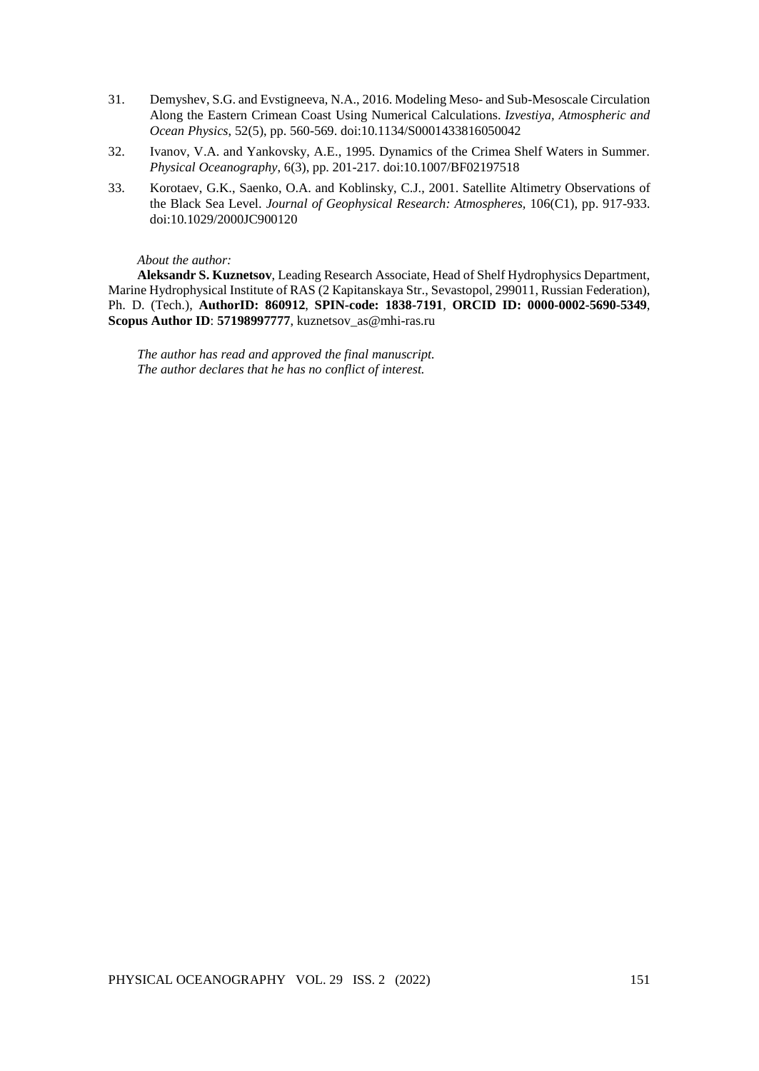31. Demyshev, S.G. and Evstigneeva, N.A., 2016. Modeling Meso- and Sub-Mesoscale Circulation Along the Eastern Crimean Coast Using Numerical Calculations. *Izvestiya, Atmospheric and Ocean Physics*, 52(5), pp. 560-569. doi:10.1134/S0001433816050042

32. Ivanov, V.A. and Yankovsky, A.E., 1995. Dynamics of the Crimea Shelf Waters in Summer. *Physical Oceanography*, 6(3), pp. 201-217. doi:10.1007/BF02197518

33. Korotaev, G.K., Saenko, O.A. and Koblinsky, C.J., 2001. Satellite Altimetry Observations of the Black Sea Level. *Journal of Geophysical Research: Atmospheres*, 106(C1), pp. 917-933. doi:10.1029/2000JC900120

*About the author:*

**Aleksandr S. Kuznetsov**, Leading Research Associate, Head of Shelf Hydrophysics Department, Marine Hydrophysical Institute of RAS (2 Kapitanskaya Str., Sevastopol, 299011, Russian Federation), Ph. D. (Tech.), **AuthorID: 860912**, **SPIN-code: 1838-7191**, **ORCID ID: 0000-0002-5690-5349**, **Scopus Author ID**: **57198997777**, kuznetsov_as@mhi-ras.ru

*The author has read and approved the final manuscript.*
*The author declares that he has no conflict of interest.*